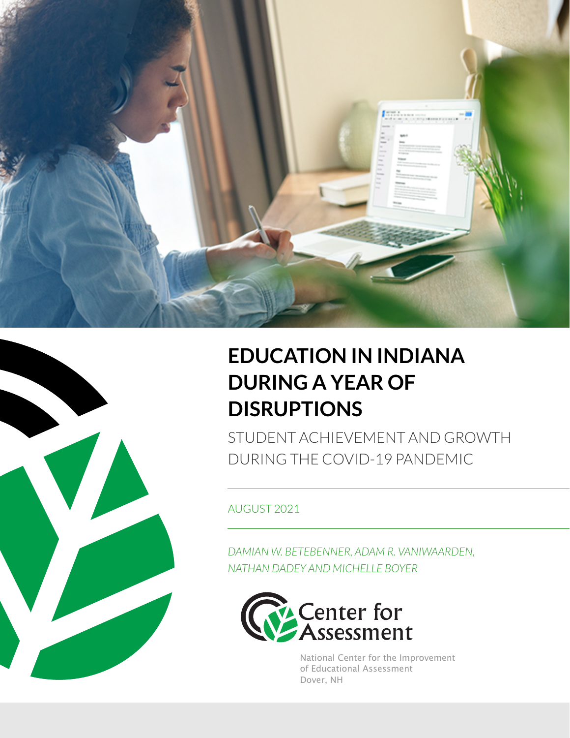# EDUCATION IN INDIANA DURING A YEAR OF DISRUPTIONS

## STUDENT ACHIEVEMENT AND GROWTH DURING THE COVID-19 PANDEMIC

AUGUST 2021

*DAMIAN W. BETEBENNER, ADAM R. VANIWAARDEN, NATHAN DADEY AND MICHELLE BOYER*

Center for Assessment

National Center for the Improvement of Educational Assessment
Dover, NH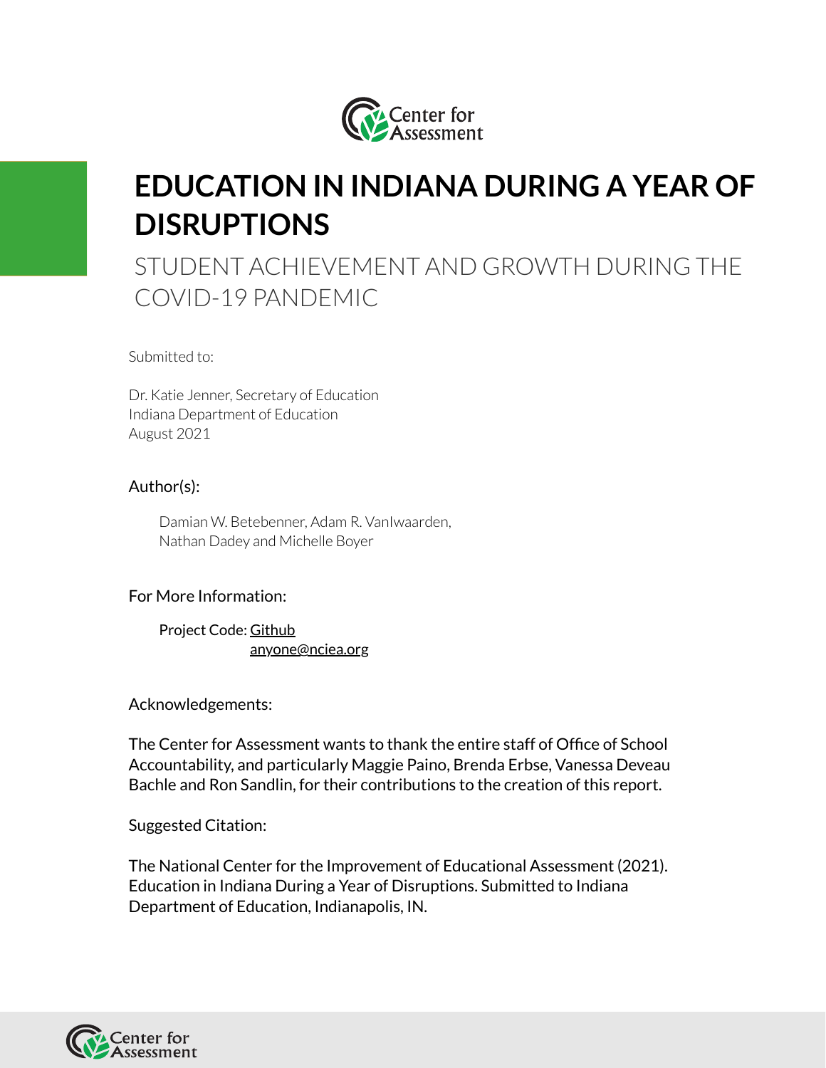# EDUCATION IN INDIANA DURING A YEAR OF DISRUPTIONS

## STUDENT ACHIEVEMENT AND GROWTH DURING THE COVID-19 PANDEMIC

Submitted to:

Dr. Katie Jenner, Secretary of Education
Indiana Department of Education
August 2021

Author(s):

Damian W. Betebenner, Adam R. VanIwaarden,
Nathan Dadey and Michelle Boyer

For More Information:

Project Code: Github
anyone@nciea.org

Acknowledgements:

The Center for Assessment wants to thank the entire staff of Office of School Accountability, and particularly Maggie Paino, Brenda Erbse, Vanessa Deveau Bachle and Ron Sandlin, for their contributions to the creation of this report.

Suggested Citation:

The National Center for the Improvement of Educational Assessment (2021). Education in Indiana During a Year of Disruptions. Submitted to Indiana Department of Education, Indianapolis, IN.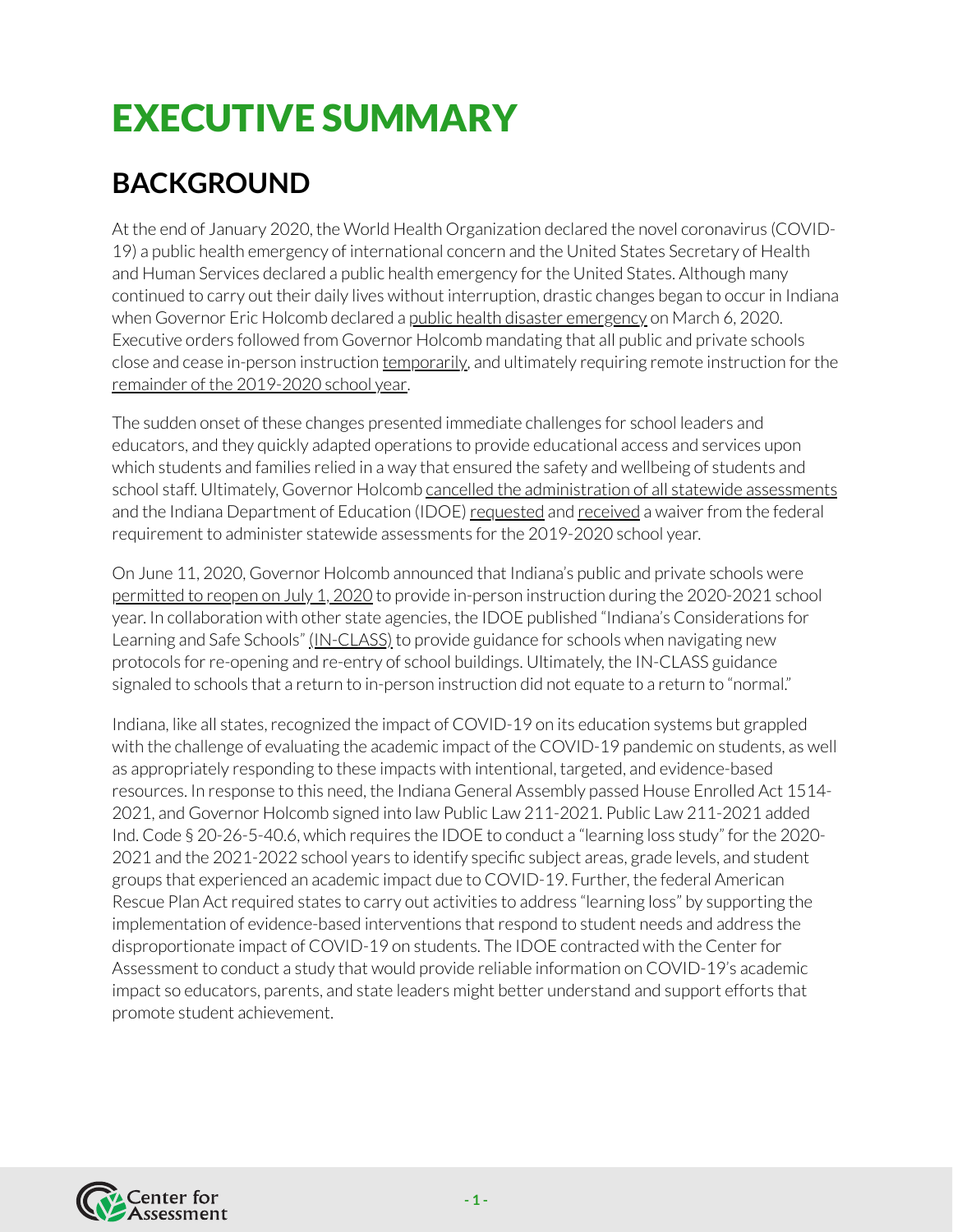# EXECUTIVE SUMMARY

## BACKGROUND

At the end of January 2020, the World Health Organization declared the novel coronavirus (COVID-19) a public health emergency of international concern and the United States Secretary of Health and Human Services declared a public health emergency for the United States. Although many continued to carry out their daily lives without interruption, drastic changes began to occur in Indiana when Governor Eric Holcomb declared a public health disaster emergency on March 6, 2020. Executive orders followed from Governor Holcomb mandating that all public and private schools close and cease in-person instruction temporarily, and ultimately requiring remote instruction for the remainder of the 2019-2020 school year.

The sudden onset of these changes presented immediate challenges for school leaders and educators, and they quickly adapted operations to provide educational access and services upon which students and families relied in a way that ensured the safety and wellbeing of students and school staff. Ultimately, Governor Holcomb cancelled the administration of all statewide assessments and the Indiana Department of Education (IDOE) requested and received a waiver from the federal requirement to administer statewide assessments for the 2019-2020 school year.

On June 11, 2020, Governor Holcomb announced that Indiana's public and private schools were permitted to reopen on July 1, 2020 to provide in-person instruction during the 2020-2021 school year. In collaboration with other state agencies, the IDOE published "Indiana's Considerations for Learning and Safe Schools" (IN-CLASS) to provide guidance for schools when navigating new protocols for re-opening and re-entry of school buildings. Ultimately, the IN-CLASS guidance signaled to schools that a return to in-person instruction did not equate to a return to "normal."

Indiana, like all states, recognized the impact of COVID-19 on its education systems but grappled with the challenge of evaluating the academic impact of the COVID-19 pandemic on students, as well as appropriately responding to these impacts with intentional, targeted, and evidence-based resources. In response to this need, the Indiana General Assembly passed House Enrolled Act 1514-2021, and Governor Holcomb signed into law Public Law 211-2021. Public Law 211-2021 added Ind. Code § 20-26-5-40.6, which requires the IDOE to conduct a "learning loss study" for the 2020-2021 and the 2021-2022 school years to identify specific subject areas, grade levels, and student groups that experienced an academic impact due to COVID-19. Further, the federal American Rescue Plan Act required states to carry out activities to address "learning loss" by supporting the implementation of evidence-based interventions that respond to student needs and address the disproportionate impact of COVID-19 on students. The IDOE contracted with the Center for Assessment to conduct a study that would provide reliable information on COVID-19's academic impact so educators, parents, and state leaders might better understand and support efforts that promote student achievement.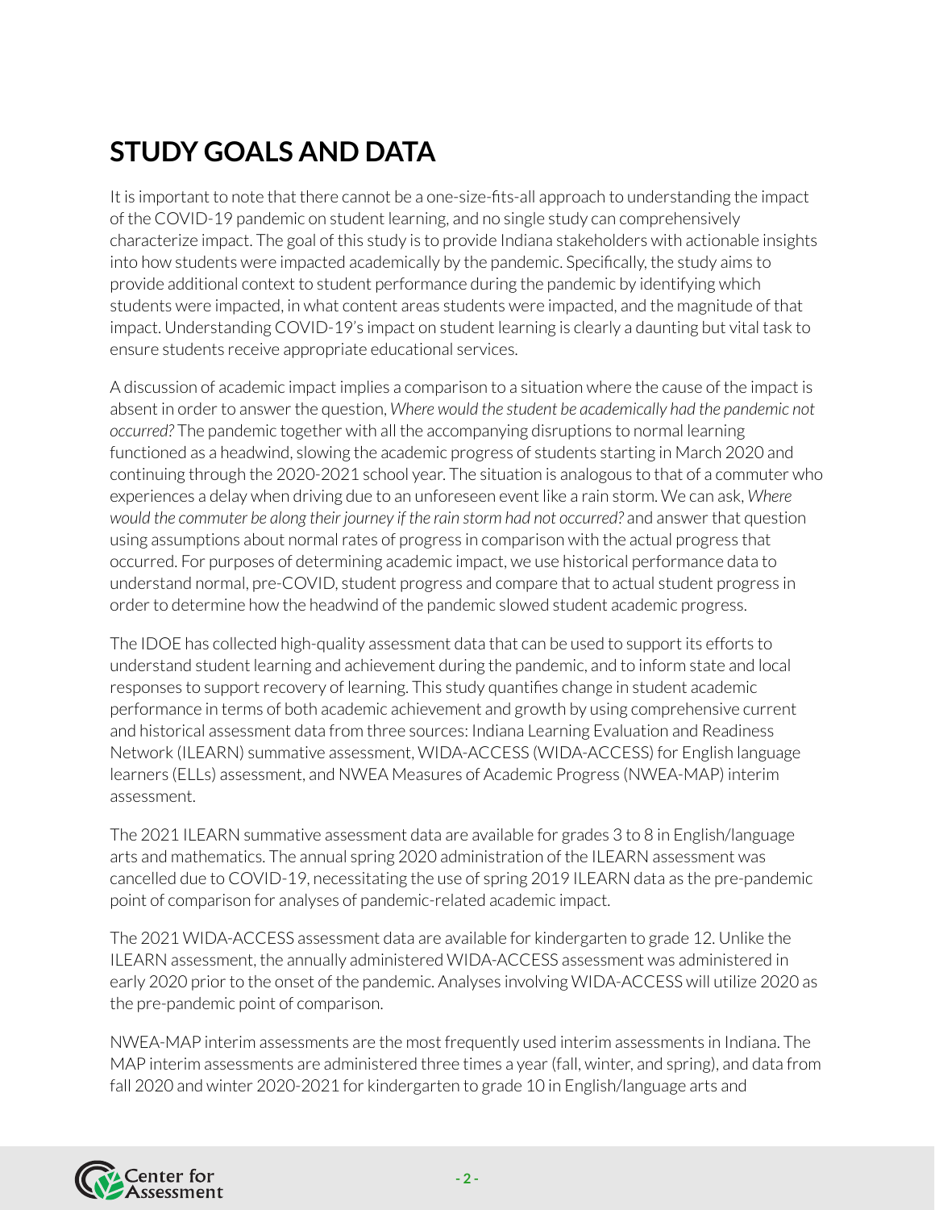## STUDY GOALS AND DATA

It is important to note that there cannot be a one-size-fits-all approach to understanding the impact of the COVID-19 pandemic on student learning, and no single study can comprehensively characterize impact. The goal of this study is to provide Indiana stakeholders with actionable insights into how students were impacted academically by the pandemic. Specifically, the study aims to provide additional context to student performance during the pandemic by identifying which students were impacted, in what content areas students were impacted, and the magnitude of that impact. Understanding COVID-19's impact on student learning is clearly a daunting but vital task to ensure students receive appropriate educational services.

A discussion of academic impact implies a comparison to a situation where the cause of the impact is absent in order to answer the question, *Where would the student be academically had the pandemic not occurred?* The pandemic together with all the accompanying disruptions to normal learning functioned as a headwind, slowing the academic progress of students starting in March 2020 and continuing through the 2020-2021 school year. The situation is analogous to that of a commuter who experiences a delay when driving due to an unforeseen event like a rain storm. We can ask, *Where would the commuter be along their journey if the rain storm had not occurred?* and answer that question using assumptions about normal rates of progress in comparison with the actual progress that occurred. For purposes of determining academic impact, we use historical performance data to understand normal, pre-COVID, student progress and compare that to actual student progress in order to determine how the headwind of the pandemic slowed student academic progress.

The IDOE has collected high-quality assessment data that can be used to support its efforts to understand student learning and achievement during the pandemic, and to inform state and local responses to support recovery of learning. This study quantifies change in student academic performance in terms of both academic achievement and growth by using comprehensive current and historical assessment data from three sources: Indiana Learning Evaluation and Readiness Network (ILEARN) summative assessment, WIDA-ACCESS (WIDA-ACCESS) for English language learners (ELLs) assessment, and NWEA Measures of Academic Progress (NWEA-MAP) interim assessment.

The 2021 ILEARN summative assessment data are available for grades 3 to 8 in English/language arts and mathematics. The annual spring 2020 administration of the ILEARN assessment was cancelled due to COVID-19, necessitating the use of spring 2019 ILEARN data as the pre-pandemic point of comparison for analyses of pandemic-related academic impact.

The 2021 WIDA-ACCESS assessment data are available for kindergarten to grade 12. Unlike the ILEARN assessment, the annually administered WIDA-ACCESS assessment was administered in early 2020 prior to the onset of the pandemic. Analyses involving WIDA-ACCESS will utilize 2020 as the pre-pandemic point of comparison.

NWEA-MAP interim assessments are the most frequently used interim assessments in Indiana. The MAP interim assessments are administered three times a year (fall, winter, and spring), and data from fall 2020 and winter 2020-2021 for kindergarten to grade 10 in English/language arts and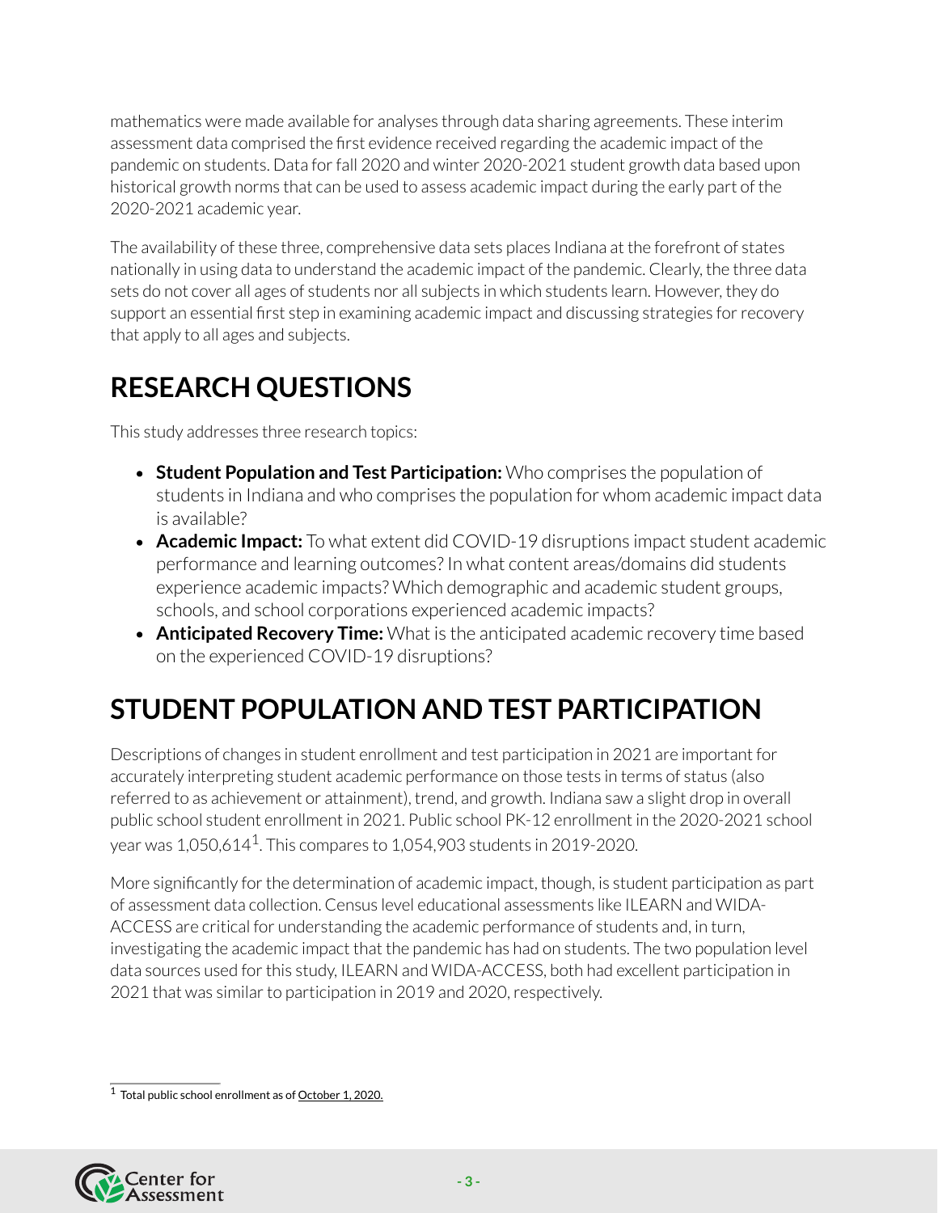mathematics were made available for analyses through data sharing agreements. These interim assessment data comprised the first evidence received regarding the academic impact of the pandemic on students. Data for fall 2020 and winter 2020-2021 student growth data based upon historical growth norms that can be used to assess academic impact during the early part of the 2020-2021 academic year.

The availability of these three, comprehensive data sets places Indiana at the forefront of states nationally in using data to understand the academic impact of the pandemic. Clearly, the three data sets do not cover all ages of students nor all subjects in which students learn. However, they do support an essential first step in examining academic impact and discussing strategies for recovery that apply to all ages and subjects.

## RESEARCH QUESTIONS

This study addresses three research topics:

- **Student Population and Test Participation:** Who comprises the population of students in Indiana and who comprises the population for whom academic impact data is available?
- **Academic Impact:** To what extent did COVID-19 disruptions impact student academic performance and learning outcomes? In what content areas/domains did students experience academic impacts? Which demographic and academic student groups, schools, and school corporations experienced academic impacts?
- **Anticipated Recovery Time:** What is the anticipated academic recovery time based on the experienced COVID-19 disruptions?

## STUDENT POPULATION AND TEST PARTICIPATION

Descriptions of changes in student enrollment and test participation in 2021 are important for accurately interpreting student academic performance on those tests in terms of status (also referred to as achievement or attainment), trend, and growth. Indiana saw a slight drop in overall public school student enrollment in 2021. Public school PK-12 enrollment in the 2020-2021 school year was 1,050,614[1]. This compares to 1,054,903 students in 2019-2020.

More significantly for the determination of academic impact, though, is student participation as part of assessment data collection. Census level educational assessments like ILEARN and WIDA-ACCESS are critical for understanding the academic performance of students and, in turn, investigating the academic impact that the pandemic has had on students. The two population level data sources used for this study, ILEARN and WIDA-ACCESS, both had excellent participation in 2021 that was similar to participation in 2019 and 2020, respectively.

[1] Total public school enrollment as of October 1, 2020.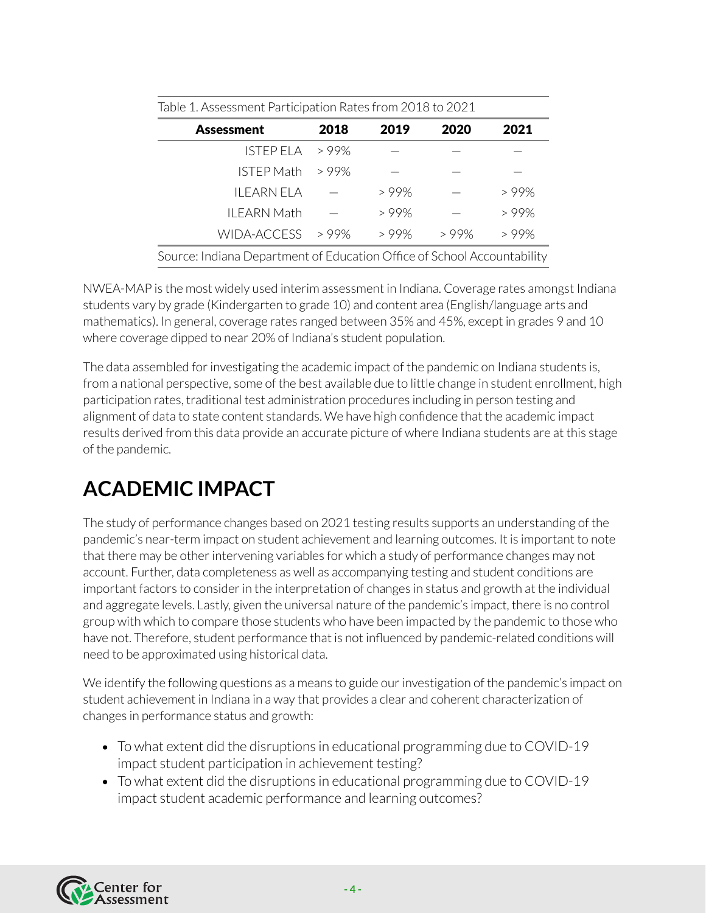Table 1. Assessment Participation Rates from 2018 to 2021

| Assessment | 2018 | 2019 | 2020 | 2021 |
|---|---|---|---|---|
| ISTEP ELA | > 99% | — | — | — |
| ISTEP Math | > 99% | — | — | — |
| ILEARN ELA | — | > 99% | — | > 99% |
| ILEARN Math | — | > 99% | — | > 99% |
| WIDA-ACCESS | > 99% | > 99% | > 99% | > 99% |

Source: Indiana Department of Education Office of School Accountability

NWEA-MAP is the most widely used interim assessment in Indiana. Coverage rates amongst Indiana students vary by grade (Kindergarten to grade 10) and content area (English/language arts and mathematics). In general, coverage rates ranged between 35% and 45%, except in grades 9 and 10 where coverage dipped to near 20% of Indiana's student population.

The data assembled for investigating the academic impact of the pandemic on Indiana students is, from a national perspective, some of the best available due to little change in student enrollment, high participation rates, traditional test administration procedures including in person testing and alignment of data to state content standards. We have high confidence that the academic impact results derived from this data provide an accurate picture of where Indiana students are at this stage of the pandemic.

# ACADEMIC IMPACT

The study of performance changes based on 2021 testing results supports an understanding of the pandemic's near-term impact on student achievement and learning outcomes. It is important to note that there may be other intervening variables for which a study of performance changes may not account. Further, data completeness as well as accompanying testing and student conditions are important factors to consider in the interpretation of changes in status and growth at the individual and aggregate levels. Lastly, given the universal nature of the pandemic's impact, there is no control group with which to compare those students who have been impacted by the pandemic to those who have not. Therefore, student performance that is not influenced by pandemic-related conditions will need to be approximated using historical data.

We identify the following questions as a means to guide our investigation of the pandemic's impact on student achievement in Indiana in a way that provides a clear and coherent characterization of changes in performance status and growth:

- To what extent did the disruptions in educational programming due to COVID-19 impact student participation in achievement testing?
- To what extent did the disruptions in educational programming due to COVID-19 impact student academic performance and learning outcomes?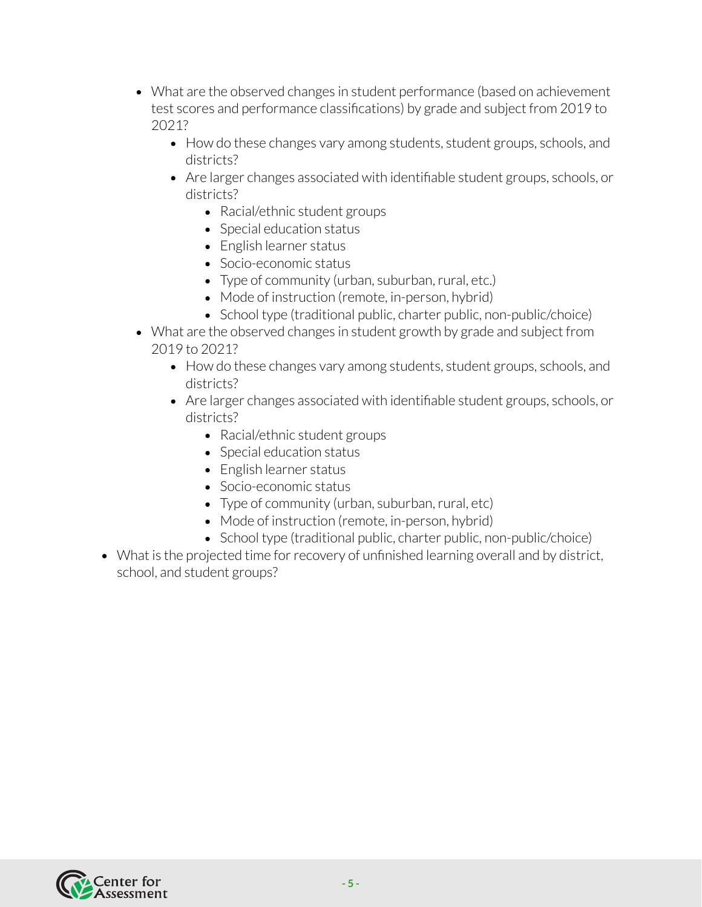- What are the observed changes in student performance (based on achievement test scores and performance classifications) by grade and subject from 2019 to 2021?
        - How do these changes vary among students, student groups, schools, and districts?
        - Are larger changes associated with identifiable student groups, schools, or districts?
            - Racial/ethnic student groups
            - Special education status
            - English learner status
            - Socio-economic status
            - Type of community (urban, suburban, rural, etc.)
            - Mode of instruction (remote, in-person, hybrid)
            - School type (traditional public, charter public, non-public/choice)
    - What are the observed changes in student growth by grade and subject from 2019 to 2021?
        - How do these changes vary among students, student groups, schools, and districts?
        - Are larger changes associated with identifiable student groups, schools, or districts?
            - Racial/ethnic student groups
            - Special education status
            - English learner status
            - Socio-economic status
            - Type of community (urban, suburban, rural, etc)
            - Mode of instruction (remote, in-person, hybrid)
            - School type (traditional public, charter public, non-public/choice)
- What is the projected time for recovery of unfinished learning overall and by district, school, and student groups?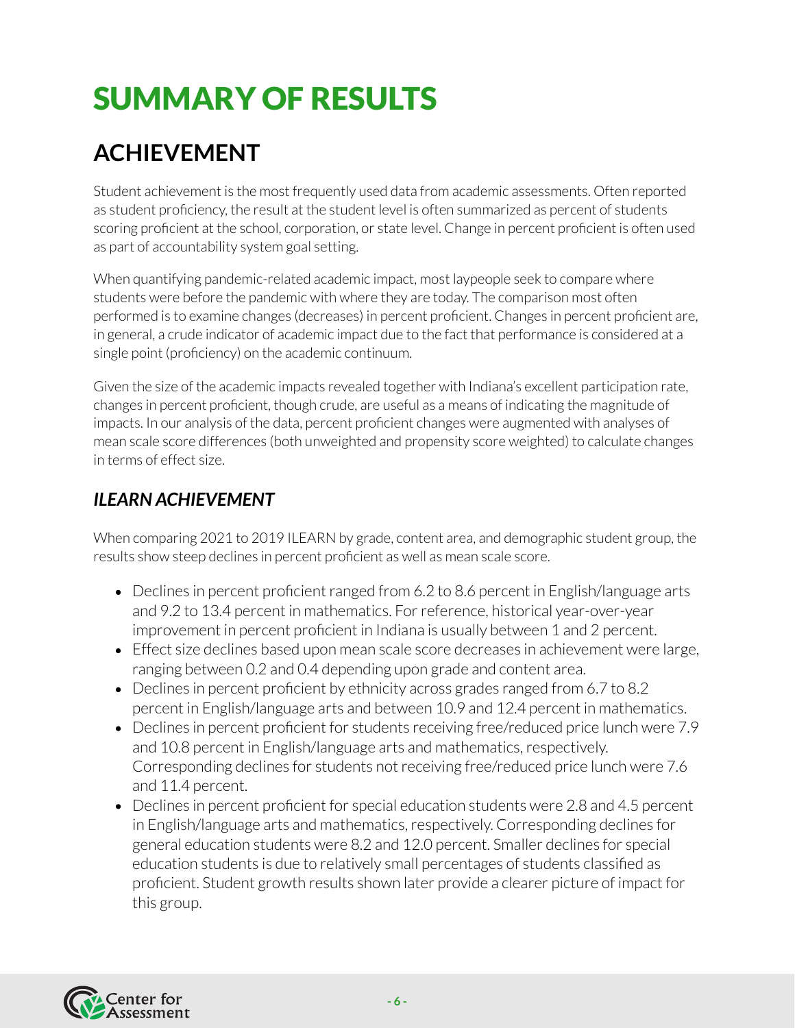# SUMMARY OF RESULTS

## ACHIEVEMENT

Student achievement is the most frequently used data from academic assessments. Often reported as student proficiency, the result at the student level is often summarized as percent of students scoring proficient at the school, corporation, or state level. Change in percent proficient is often used as part of accountability system goal setting.

When quantifying pandemic-related academic impact, most laypeople seek to compare where students were before the pandemic with where they are today. The comparison most often performed is to examine changes (decreases) in percent proficient. Changes in percent proficient are, in general, a crude indicator of academic impact due to the fact that performance is considered at a single point (proficiency) on the academic continuum.

Given the size of the academic impacts revealed together with Indiana's excellent participation rate, changes in percent proficient, though crude, are useful as a means of indicating the magnitude of impacts. In our analysis of the data, percent proficient changes were augmented with analyses of mean scale score differences (both unweighted and propensity score weighted) to calculate changes in terms of effect size.

### *ILEARN ACHIEVEMENT*

When comparing 2021 to 2019 ILEARN by grade, content area, and demographic student group, the results show steep declines in percent proficient as well as mean scale score.

- Declines in percent proficient ranged from 6.2 to 8.6 percent in English/language arts and 9.2 to 13.4 percent in mathematics. For reference, historical year-over-year improvement in percent proficient in Indiana is usually between 1 and 2 percent.
- Effect size declines based upon mean scale score decreases in achievement were large, ranging between 0.2 and 0.4 depending upon grade and content area.
- Declines in percent proficient by ethnicity across grades ranged from 6.7 to 8.2 percent in English/language arts and between 10.9 and 12.4 percent in mathematics.
- Declines in percent proficient for students receiving free/reduced price lunch were 7.9 and 10.8 percent in English/language arts and mathematics, respectively. Corresponding declines for students not receiving free/reduced price lunch were 7.6 and 11.4 percent.
- Declines in percent proficient for special education students were 2.8 and 4.5 percent in English/language arts and mathematics, respectively. Corresponding declines for general education students were 8.2 and 12.0 percent. Smaller declines for special education students is due to relatively small percentages of students classified as proficient. Student growth results shown later provide a clearer picture of impact for this group.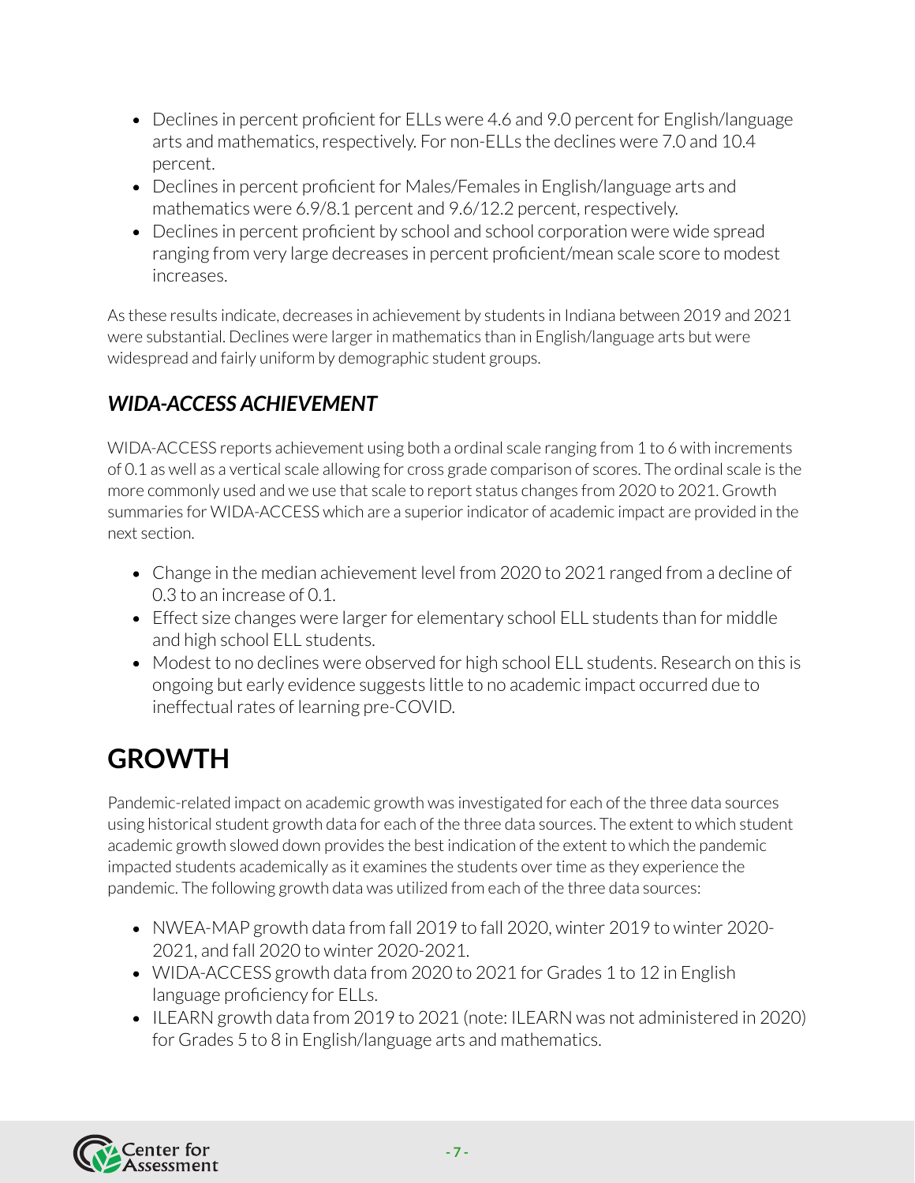- Declines in percent proficient for ELLs were 4.6 and 9.0 percent for English/language arts and mathematics, respectively. For non-ELLs the declines were 7.0 and 10.4 percent.
- Declines in percent proficient for Males/Females in English/language arts and mathematics were 6.9/8.1 percent and 9.6/12.2 percent, respectively.
- Declines in percent proficient by school and school corporation were wide spread ranging from very large decreases in percent proficient/mean scale score to modest increases.

As these results indicate, decreases in achievement by students in Indiana between 2019 and 2021 were substantial. Declines were larger in mathematics than in English/language arts but were widespread and fairly uniform by demographic student groups.

### *WIDA-ACCESS ACHIEVEMENT*

WIDA-ACCESS reports achievement using both a ordinal scale ranging from 1 to 6 with increments of 0.1 as well as a vertical scale allowing for cross grade comparison of scores. The ordinal scale is the more commonly used and we use that scale to report status changes from 2020 to 2021. Growth summaries for WIDA-ACCESS which are a superior indicator of academic impact are provided in the next section.

- Change in the median achievement level from 2020 to 2021 ranged from a decline of 0.3 to an increase of 0.1.
- Effect size changes were larger for elementary school ELL students than for middle and high school ELL students.
- Modest to no declines were observed for high school ELL students. Research on this is ongoing but early evidence suggests little to no academic impact occurred due to ineffectual rates of learning pre-COVID.

## GROWTH

Pandemic-related impact on academic growth was investigated for each of the three data sources using historical student growth data for each of the three data sources. The extent to which student academic growth slowed down provides the best indication of the extent to which the pandemic impacted students academically as it examines the students over time as they experience the pandemic. The following growth data was utilized from each of the three data sources:

- NWEA-MAP growth data from fall 2019 to fall 2020, winter 2019 to winter 2020-2021, and fall 2020 to winter 2020-2021.
- WIDA-ACCESS growth data from 2020 to 2021 for Grades 1 to 12 in English language proficiency for ELLs.
- ILEARN growth data from 2019 to 2021 (note: ILEARN was not administered in 2020) for Grades 5 to 8 in English/language arts and mathematics.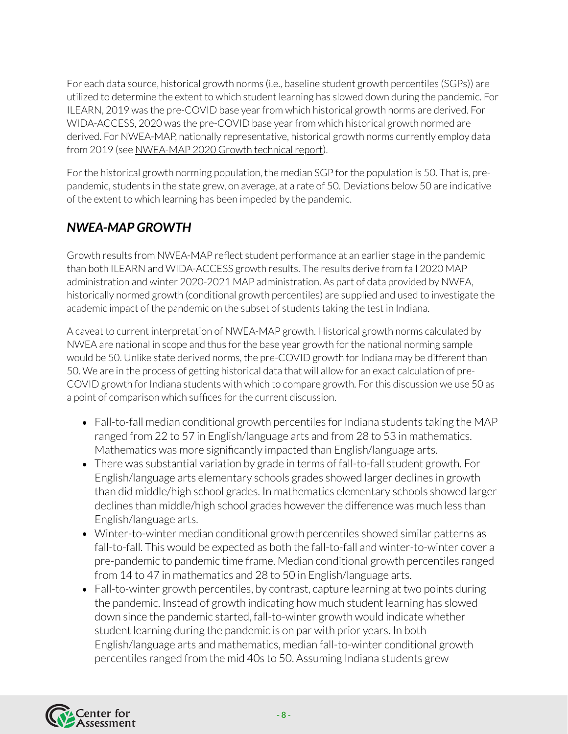For each data source, historical growth norms (i.e., baseline student growth percentiles (SGPs)) are utilized to determine the extent to which student learning has slowed down during the pandemic. For ILEARN, 2019 was the pre-COVID base year from which historical growth norms are derived. For WIDA-ACCESS, 2020 was the pre-COVID base year from which historical growth normed are derived. For NWEA-MAP, nationally representative, historical growth norms currently employ data from 2019 (see NWEA-MAP 2020 Growth technical report).

For the historical growth norming population, the median SGP for the population is 50. That is, pre-pandemic, students in the state grew, on average, at a rate of 50. Deviations below 50 are indicative of the extent to which learning has been impeded by the pandemic.

## *NWEA-MAP GROWTH*

Growth results from NWEA-MAP reflect student performance at an earlier stage in the pandemic than both ILEARN and WIDA-ACCESS growth results. The results derive from fall 2020 MAP administration and winter 2020-2021 MAP administration. As part of data provided by NWEA, historically normed growth (conditional growth percentiles) are supplied and used to investigate the academic impact of the pandemic on the subset of students taking the test in Indiana.

A caveat to current interpretation of NWEA-MAP growth. Historical growth norms calculated by NWEA are national in scope and thus for the base year growth for the national norming sample would be 50. Unlike state derived norms, the pre-COVID growth for Indiana may be different than 50. We are in the process of getting historical data that will allow for an exact calculation of pre-COVID growth for Indiana students with which to compare growth. For this discussion we use 50 as a point of comparison which suffices for the current discussion.

- Fall-to-fall median conditional growth percentiles for Indiana students taking the MAP ranged from 22 to 57 in English/language arts and from 28 to 53 in mathematics. Mathematics was more significantly impacted than English/language arts.
- There was substantial variation by grade in terms of fall-to-fall student growth. For English/language arts elementary schools grades showed larger declines in growth than did middle/high school grades. In mathematics elementary schools showed larger declines than middle/high school grades however the difference was much less than English/language arts.
- Winter-to-winter median conditional growth percentiles showed similar patterns as fall-to-fall. This would be expected as both the fall-to-fall and winter-to-winter cover a pre-pandemic to pandemic time frame. Median conditional growth percentiles ranged from 14 to 47 in mathematics and 28 to 50 in English/language arts.
- Fall-to-winter growth percentiles, by contrast, capture learning at two points during the pandemic. Instead of growth indicating how much student learning has slowed down since the pandemic started, fall-to-winter growth would indicate whether student learning during the pandemic is on par with prior years. In both English/language arts and mathematics, median fall-to-winter conditional growth percentiles ranged from the mid 40s to 50. Assuming Indiana students grew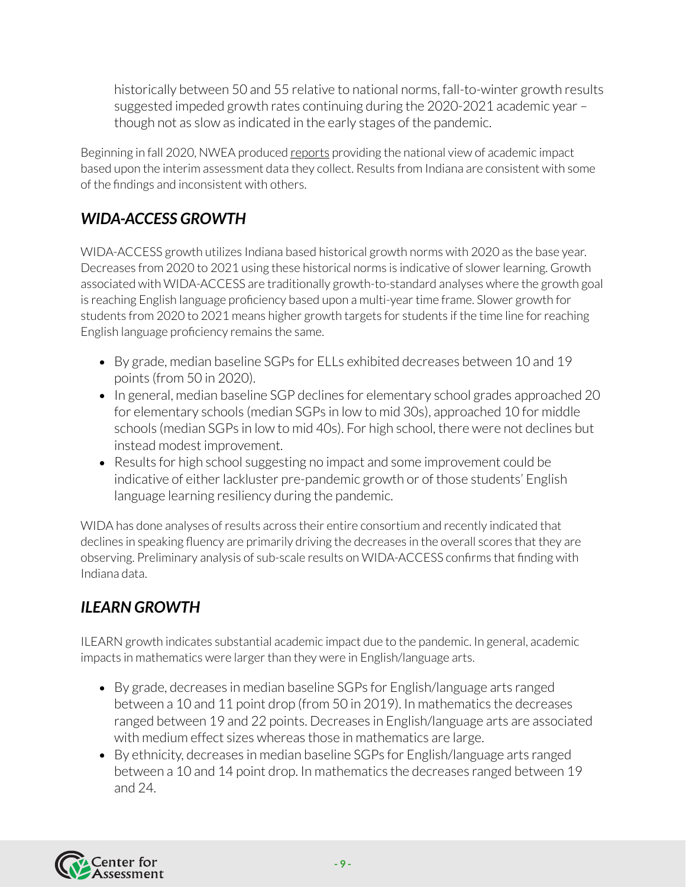historically between 50 and 55 relative to national norms, fall-to-winter growth results suggested impeded growth rates continuing during the 2020-2021 academic year – though not as slow as indicated in the early stages of the pandemic.

Beginning in fall 2020, NWEA produced reports providing the national view of academic impact based upon the interim assessment data they collect. Results from Indiana are consistent with some of the findings and inconsistent with others.

## *WIDA-ACCESS GROWTH*

WIDA-ACCESS growth utilizes Indiana based historical growth norms with 2020 as the base year. Decreases from 2020 to 2021 using these historical norms is indicative of slower learning. Growth associated with WIDA-ACCESS are traditionally growth-to-standard analyses where the growth goal is reaching English language proficiency based upon a multi-year time frame. Slower growth for students from 2020 to 2021 means higher growth targets for students if the time line for reaching English language proficiency remains the same.

- By grade, median baseline SGPs for ELLs exhibited decreases between 10 and 19 points (from 50 in 2020).
- In general, median baseline SGP declines for elementary school grades approached 20 for elementary schools (median SGPs in low to mid 30s), approached 10 for middle schools (median SGPs in low to mid 40s). For high school, there were not declines but instead modest improvement.
- Results for high school suggesting no impact and some improvement could be indicative of either lackluster pre-pandemic growth or of those students' English language learning resiliency during the pandemic.

WIDA has done analyses of results across their entire consortium and recently indicated that declines in speaking fluency are primarily driving the decreases in the overall scores that they are observing. Preliminary analysis of sub-scale results on WIDA-ACCESS confirms that finding with Indiana data.

## *ILEARN GROWTH*

ILEARN growth indicates substantial academic impact due to the pandemic. In general, academic impacts in mathematics were larger than they were in English/language arts.

- By grade, decreases in median baseline SGPs for English/language arts ranged between a 10 and 11 point drop (from 50 in 2019). In mathematics the decreases ranged between 19 and 22 points. Decreases in English/language arts are associated with medium effect sizes whereas those in mathematics are large.
- By ethnicity, decreases in median baseline SGPs for English/language arts ranged between a 10 and 14 point drop. In mathematics the decreases ranged between 19 and 24.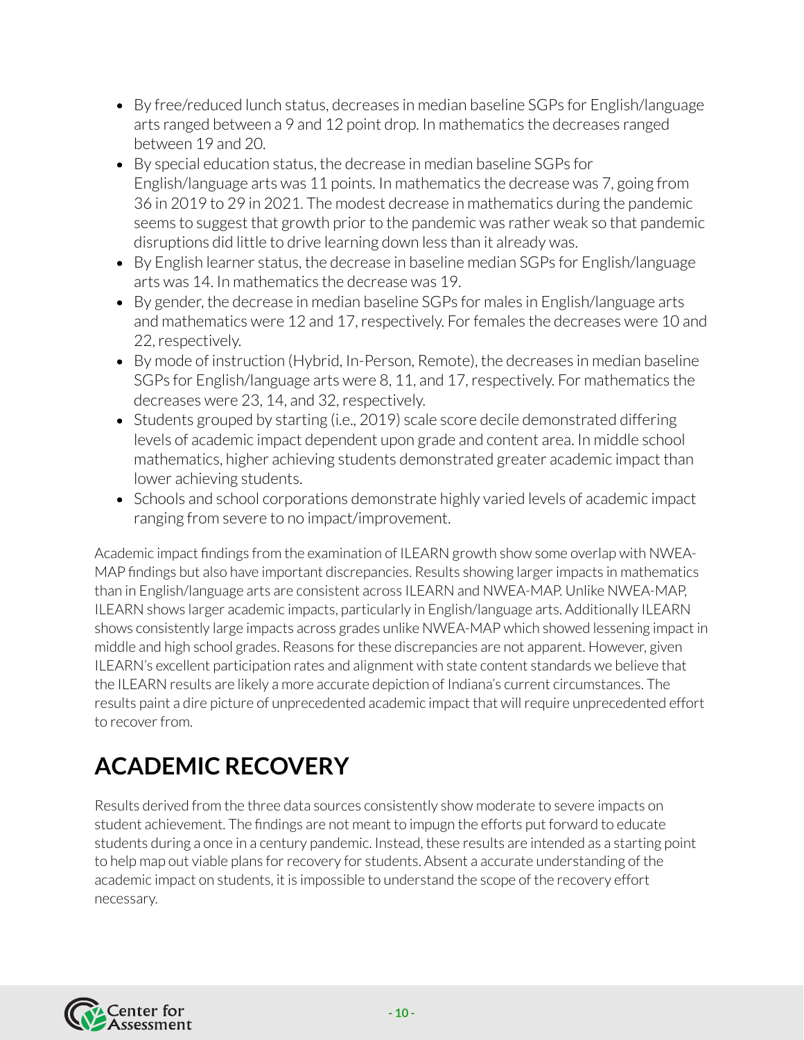- By free/reduced lunch status, decreases in median baseline SGPs for English/language arts ranged between a 9 and 12 point drop. In mathematics the decreases ranged between 19 and 20.
- By special education status, the decrease in median baseline SGPs for English/language arts was 11 points. In mathematics the decrease was 7, going from 36 in 2019 to 29 in 2021. The modest decrease in mathematics during the pandemic seems to suggest that growth prior to the pandemic was rather weak so that pandemic disruptions did little to drive learning down less than it already was.
- By English learner status, the decrease in baseline median SGPs for English/language arts was 14. In mathematics the decrease was 19.
- By gender, the decrease in median baseline SGPs for males in English/language arts and mathematics were 12 and 17, respectively. For females the decreases were 10 and 22, respectively.
- By mode of instruction (Hybrid, In-Person, Remote), the decreases in median baseline SGPs for English/language arts were 8, 11, and 17, respectively. For mathematics the decreases were 23, 14, and 32, respectively.
- Students grouped by starting (i.e., 2019) scale score decile demonstrated differing levels of academic impact dependent upon grade and content area. In middle school mathematics, higher achieving students demonstrated greater academic impact than lower achieving students.
- Schools and school corporations demonstrate highly varied levels of academic impact ranging from severe to no impact/improvement.

Academic impact findings from the examination of ILEARN growth show some overlap with NWEA-MAP findings but also have important discrepancies. Results showing larger impacts in mathematics than in English/language arts are consistent across ILEARN and NWEA-MAP. Unlike NWEA-MAP, ILEARN shows larger academic impacts, particularly in English/language arts. Additionally ILEARN shows consistently large impacts across grades unlike NWEA-MAP which showed lessening impact in middle and high school grades. Reasons for these discrepancies are not apparent. However, given ILEARN's excellent participation rates and alignment with state content standards we believe that the ILEARN results are likely a more accurate depiction of Indiana's current circumstances. The results paint a dire picture of unprecedented academic impact that will require unprecedented effort to recover from.

# ACADEMIC RECOVERY

Results derived from the three data sources consistently show moderate to severe impacts on student achievement. The findings are not meant to impugn the efforts put forward to educate students during a once in a century pandemic. Instead, these results are intended as a starting point to help map out viable plans for recovery for students. Absent a accurate understanding of the academic impact on students, it is impossible to understand the scope of the recovery effort necessary.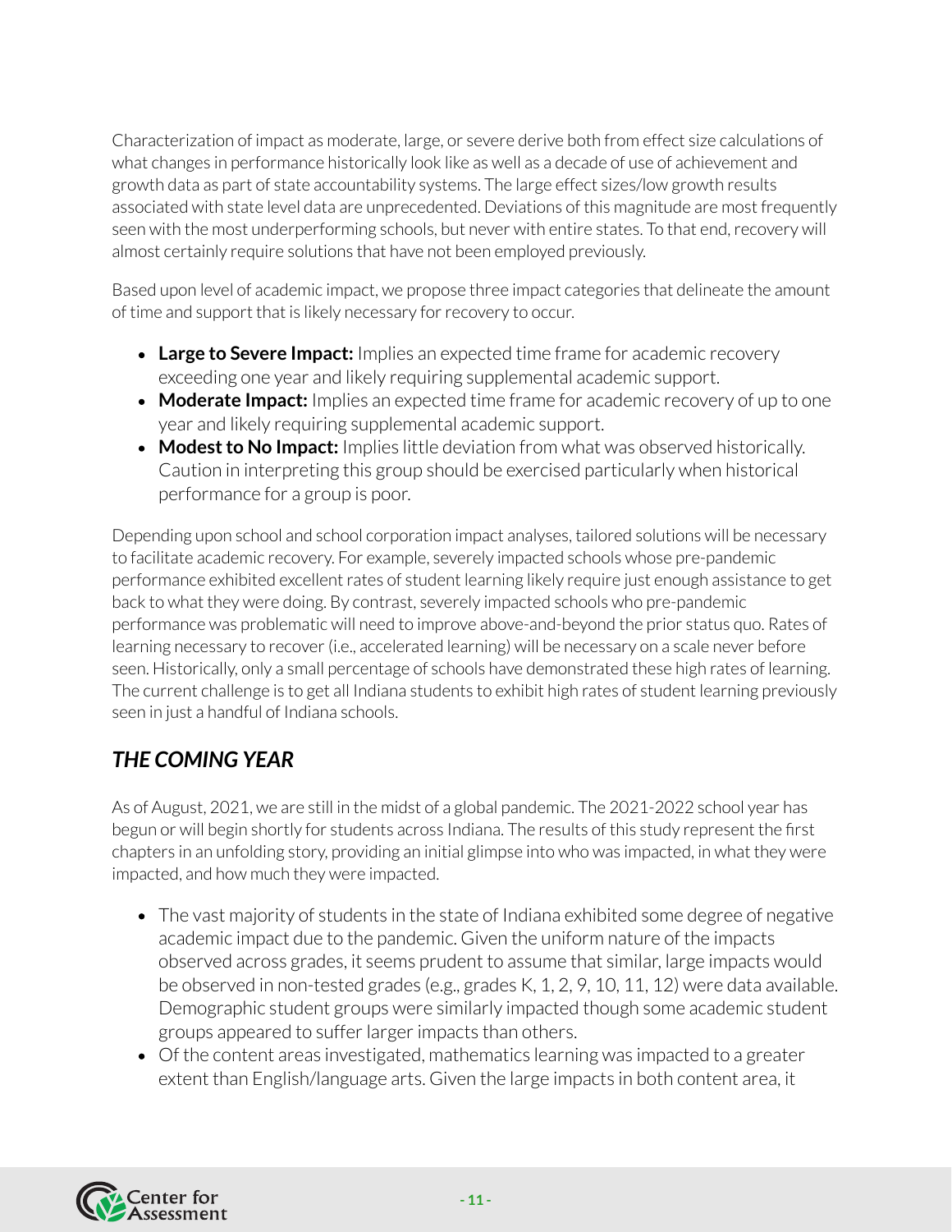Characterization of impact as moderate, large, or severe derive both from effect size calculations of what changes in performance historically look like as well as a decade of use of achievement and growth data as part of state accountability systems. The large effect sizes/low growth results associated with state level data are unprecedented. Deviations of this magnitude are most frequently seen with the most underperforming schools, but never with entire states. To that end, recovery will almost certainly require solutions that have not been employed previously.

Based upon level of academic impact, we propose three impact categories that delineate the amount of time and support that is likely necessary for recovery to occur.

- **Large to Severe Impact:** Implies an expected time frame for academic recovery exceeding one year and likely requiring supplemental academic support.
- **Moderate Impact:** Implies an expected time frame for academic recovery of up to one year and likely requiring supplemental academic support.
- **Modest to No Impact:** Implies little deviation from what was observed historically. Caution in interpreting this group should be exercised particularly when historical performance for a group is poor.

Depending upon school and school corporation impact analyses, tailored solutions will be necessary to facilitate academic recovery. For example, severely impacted schools whose pre-pandemic performance exhibited excellent rates of student learning likely require just enough assistance to get back to what they were doing. By contrast, severely impacted schools who pre-pandemic performance was problematic will need to improve above-and-beyond the prior status quo. Rates of learning necessary to recover (i.e., accelerated learning) will be necessary on a scale never before seen. Historically, only a small percentage of schools have demonstrated these high rates of learning. The current challenge is to get all Indiana students to exhibit high rates of student learning previously seen in just a handful of Indiana schools.

## *THE COMING YEAR*

As of August, 2021, we are still in the midst of a global pandemic. The 2021-2022 school year has begun or will begin shortly for students across Indiana. The results of this study represent the first chapters in an unfolding story, providing an initial glimpse into who was impacted, in what they were impacted, and how much they were impacted.

- The vast majority of students in the state of Indiana exhibited some degree of negative academic impact due to the pandemic. Given the uniform nature of the impacts observed across grades, it seems prudent to assume that similar, large impacts would be observed in non-tested grades (e.g., grades K, 1, 2, 9, 10, 11, 12) were data available. Demographic student groups were similarly impacted though some academic student groups appeared to suffer larger impacts than others.
- Of the content areas investigated, mathematics learning was impacted to a greater extent than English/language arts. Given the large impacts in both content area, it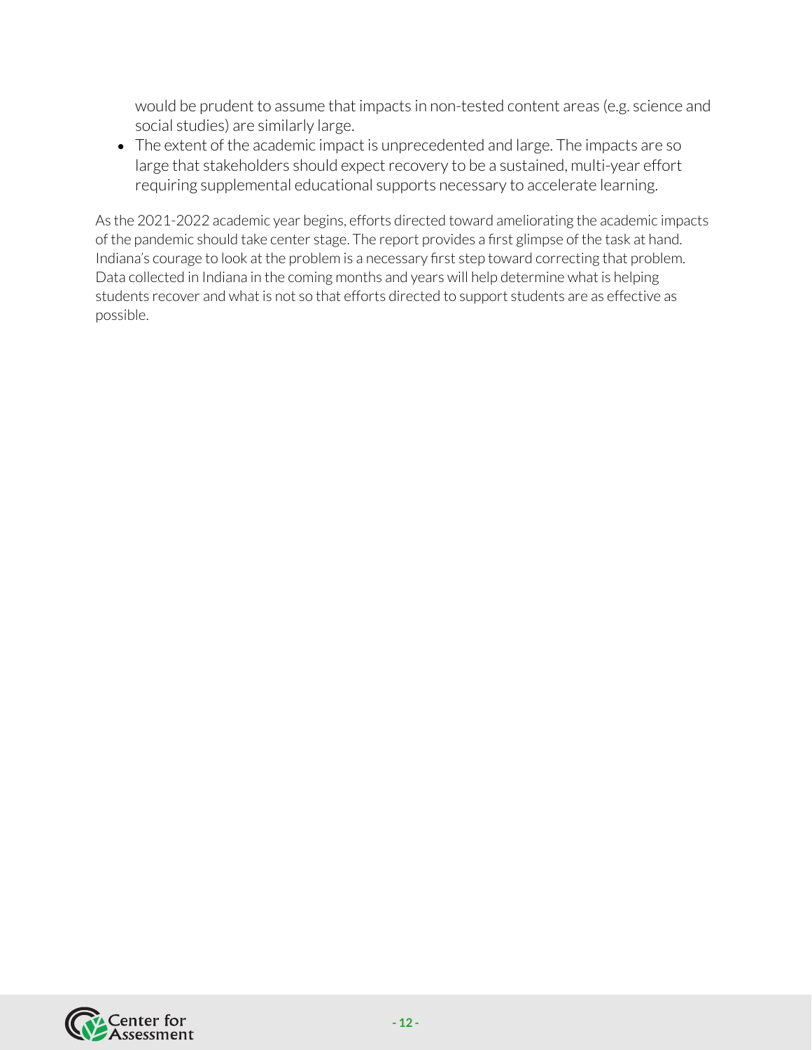would be prudent to assume that impacts in non-tested content areas (e.g. science and social studies) are similarly large.

- The extent of the academic impact is unprecedented and large. The impacts are so large that stakeholders should expect recovery to be a sustained, multi-year effort requiring supplemental educational supports necessary to accelerate learning.

As the 2021-2022 academic year begins, efforts directed toward ameliorating the academic impacts of the pandemic should take center stage. The report provides a first glimpse of the task at hand. Indiana's courage to look at the problem is a necessary first step toward correcting that problem. Data collected in Indiana in the coming months and years will help determine what is helping students recover and what is not so that efforts directed to support students are as effective as possible.